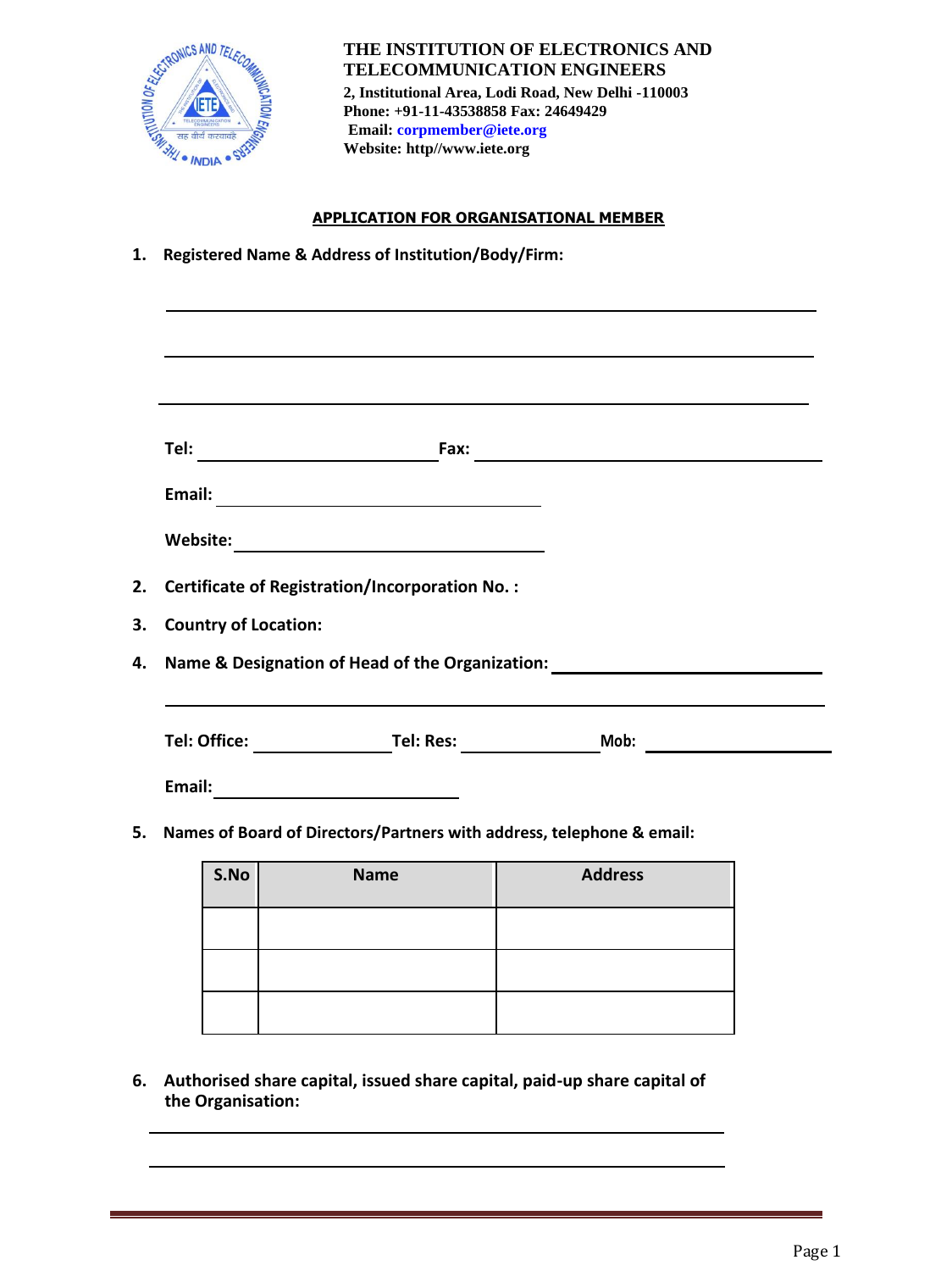# THE INSTITUTION OF ELECTRONICS AND TELECOMMUNICATION ENGINEERS

**2, Institutional Area, Lodi Road, New Delhi -110003**
**Phone: +91-11-43538858 Fax: 24649429**
**Email: corpmember@iete.org**
**Website: http//www.iete.org**

## APPLICATION FOR ORGANISATIONAL MEMBER

1. **Registered Name & Address of Institution/Body/Firm:**

   ______________________________________________

   ______________________________________________

   ______________________________________________

   **Tel:** ____________________ **Fax:** ____________________

   **Email:** ____________________

   **Website:** ____________________

2. **Certificate of Registration/Incorporation No. :**

3. **Country of Location:**

4. **Name & Designation of Head of the Organization:** ____________________

   ______________________________________________

   **Tel: Office:** ____________ **Tel: Res:** ____________ **Mob:** ____________

   **Email:** ____________________

5. **Names of Board of Directors/Partners with address, telephone & email:**

| S.No | Name | Address |
|---|---|---|
| | | |
| | | |
| | | |

6. **Authorised share capital, issued share capital, paid-up share capital of the Organisation:**

   ______________________________________________

   ______________________________________________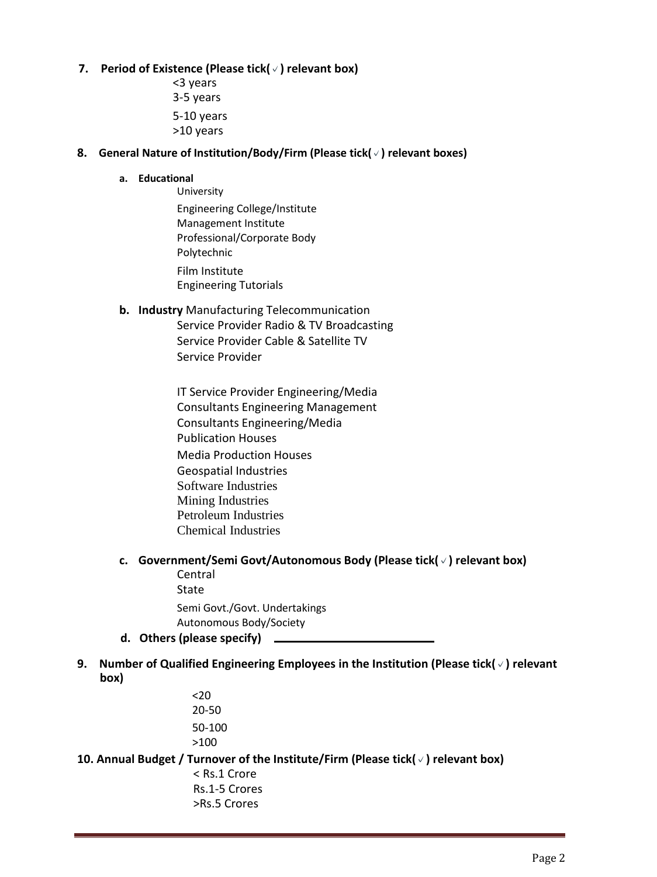**7. Period of Existence (Please tick(√) relevant box)**

- <3 years
- 3-5 years
- 5-10 years
- >10 years

**8. General Nature of Institution/Body/Firm (Please tick(√) relevant boxes)**

**a. Educational**

- University
- Engineering College/Institute
- Management Institute
- Professional/Corporate Body
- Polytechnic
- Film Institute
- Engineering Tutorials

**b. Industry** Manufacturing Telecommunication Service Provider Radio & TV Broadcasting Service Provider Cable & Satellite TV Service Provider

IT Service Provider Engineering/Media Consultants Engineering Management Consultants Engineering/Media Publication Houses

- Media Production Houses
- Geospatial Industries
- Software Industries
- Mining Industries
- Petroleum Industries
- Chemical Industries

**c. Government/Semi Govt/Autonomous Body (Please tick(√) relevant box)**

- Central
- State
- Semi Govt./Govt. Undertakings
- Autonomous Body/Society

**d. Others (please specify)** ____________________

**9. Number of Qualified Engineering Employees in the Institution (Please tick(√) relevant box)**

- <20
- 20-50
- 50-100
- >100

**10. Annual Budget / Turnover of the Institute/Firm (Please tick(√) relevant box)**

- < Rs.1 Crore
- Rs.1-5 Crores
- >Rs.5 Crores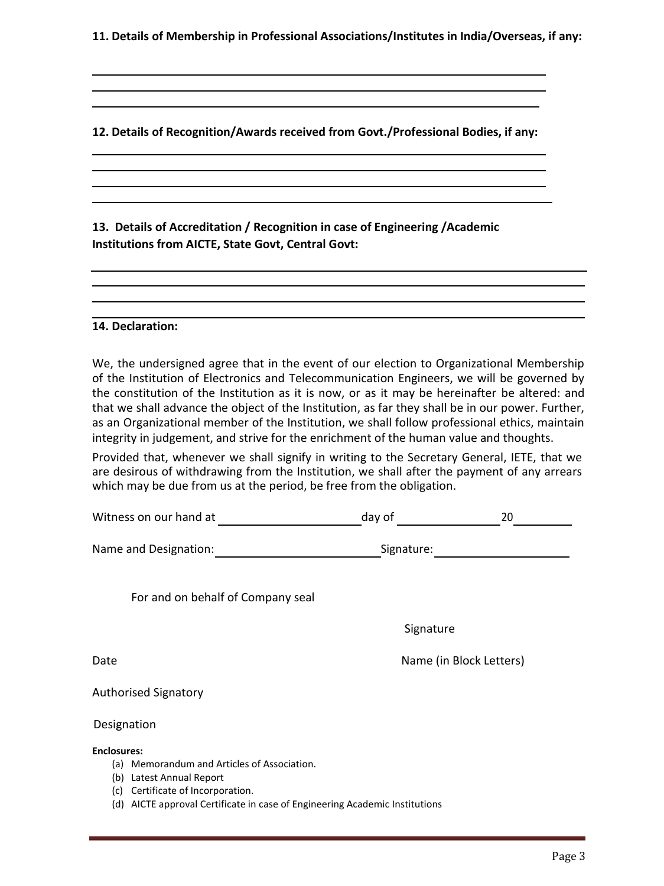**11. Details of Membership in Professional Associations/Institutes in India/Overseas, if any:**

\_\_\_\_\_\_\_\_\_\_\_\_\_\_\_\_\_\_\_\_\_\_\_\_\_\_\_\_\_\_\_\_\_\_\_\_\_\_\_\_\_\_\_\_\_\_\_\_\_\_\_\_\_\_\_\_\_\_\_\_\_\_\_\_\_\_\_\_\_\_

\_\_\_\_\_\_\_\_\_\_\_\_\_\_\_\_\_\_\_\_\_\_\_\_\_\_\_\_\_\_\_\_\_\_\_\_\_\_\_\_\_\_\_\_\_\_\_\_\_\_\_\_\_\_\_\_\_\_\_\_\_\_\_\_\_\_\_\_\_\_

\_\_\_\_\_\_\_\_\_\_\_\_\_\_\_\_\_\_\_\_\_\_\_\_\_\_\_\_\_\_\_\_\_\_\_\_\_\_\_\_\_\_\_\_\_\_\_\_\_\_\_\_\_\_\_\_\_\_\_\_\_\_\_\_\_\_\_\_\_\_

**12. Details of Recognition/Awards received from Govt./Professional Bodies, if any:**

\_\_\_\_\_\_\_\_\_\_\_\_\_\_\_\_\_\_\_\_\_\_\_\_\_\_\_\_\_\_\_\_\_\_\_\_\_\_\_\_\_\_\_\_\_\_\_\_\_\_\_\_\_\_\_\_\_\_\_\_\_\_\_\_\_\_\_\_\_\_

\_\_\_\_\_\_\_\_\_\_\_\_\_\_\_\_\_\_\_\_\_\_\_\_\_\_\_\_\_\_\_\_\_\_\_\_\_\_\_\_\_\_\_\_\_\_\_\_\_\_\_\_\_\_\_\_\_\_\_\_\_\_\_\_\_\_\_\_\_\_

\_\_\_\_\_\_\_\_\_\_\_\_\_\_\_\_\_\_\_\_\_\_\_\_\_\_\_\_\_\_\_\_\_\_\_\_\_\_\_\_\_\_\_\_\_\_\_\_\_\_\_\_\_\_\_\_\_\_\_\_\_\_\_\_\_\_\_\_\_\_

\_\_\_\_\_\_\_\_\_\_\_\_\_\_\_\_\_\_\_\_\_\_\_\_\_\_\_\_\_\_\_\_\_\_\_\_\_\_\_\_\_\_\_\_\_\_\_\_\_\_\_\_\_\_\_\_\_\_\_\_\_\_\_\_\_\_\_\_\_\_

**13. Details of Accreditation / Recognition in case of Engineering /Academic Institutions from AICTE, State Govt, Central Govt:**

\_\_\_\_\_\_\_\_\_\_\_\_\_\_\_\_\_\_\_\_\_\_\_\_\_\_\_\_\_\_\_\_\_\_\_\_\_\_\_\_\_\_\_\_\_\_\_\_\_\_\_\_\_\_\_\_\_\_\_\_\_\_\_\_\_\_\_\_\_\_

\_\_\_\_\_\_\_\_\_\_\_\_\_\_\_\_\_\_\_\_\_\_\_\_\_\_\_\_\_\_\_\_\_\_\_\_\_\_\_\_\_\_\_\_\_\_\_\_\_\_\_\_\_\_\_\_\_\_\_\_\_\_\_\_\_\_\_\_\_\_

\_\_\_\_\_\_\_\_\_\_\_\_\_\_\_\_\_\_\_\_\_\_\_\_\_\_\_\_\_\_\_\_\_\_\_\_\_\_\_\_\_\_\_\_\_\_\_\_\_\_\_\_\_\_\_\_\_\_\_\_\_\_\_\_\_\_\_\_\_\_

\_\_\_\_\_\_\_\_\_\_\_\_\_\_\_\_\_\_\_\_\_\_\_\_\_\_\_\_\_\_\_\_\_\_\_\_\_\_\_\_\_\_\_\_\_\_\_\_\_\_\_\_\_\_\_\_\_\_\_\_\_\_\_\_\_\_\_\_\_\_

**14. Declaration:**

We, the undersigned agree that in the event of our election to Organizational Membership of the Institution of Electronics and Telecommunication Engineers, we will be governed by the constitution of the Institution as it is now, or as it may be hereinafter be altered: and that we shall advance the object of the Institution, as far they shall be in our power. Further, as an Organizational member of the Institution, we shall follow professional ethics, maintain integrity in judgement, and strive for the enrichment of the human value and thoughts.

Provided that, whenever we shall signify in writing to the Secretary General, IETE, that we are desirous of withdrawing from the Institution, we shall after the payment of any arrears which may be due from us at the period, be free from the obligation.

Witness on our hand at \_\_\_\_\_\_\_\_\_\_\_\_\_\_\_\_\_\_\_\_ day of \_\_\_\_\_\_\_\_\_\_\_\_\_\_\_\_ 20\_\_\_\_\_\_\_\_

Name and Designation: \_\_\_\_\_\_\_\_\_\_\_\_\_\_\_\_\_\_\_\_\_\_\_\_ Signature: \_\_\_\_\_\_\_\_\_\_\_\_\_\_\_\_\_\_\_\_

For and on behalf of Company seal

Signature

Date

Name (in Block Letters)

Authorised Signatory

Designation

**Enclosures:**

(a) Memorandum and Articles of Association.
(b) Latest Annual Report
(c) Certificate of Incorporation.
(d) AICTE approval Certificate in case of Engineering Academic Institutions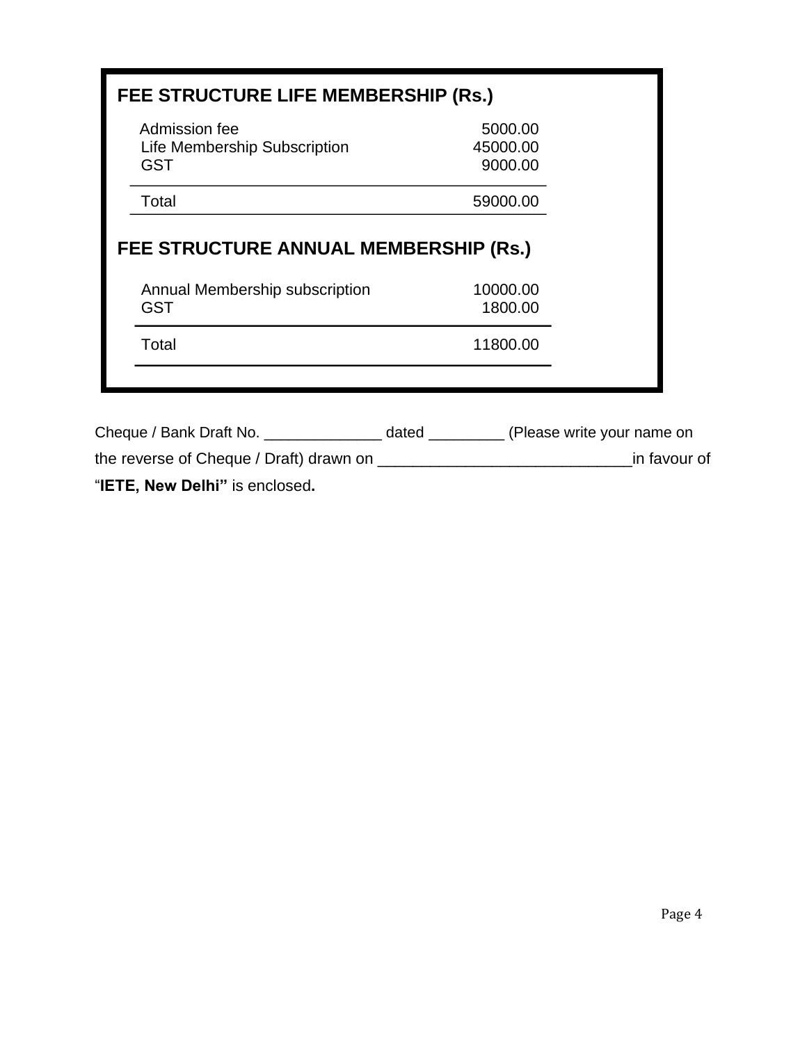## FEE STRUCTURE LIFE MEMBERSHIP (Rs.)

| | |
|---|---|
| Admission fee | 5000.00 |
| Life Membership Subscription | 45000.00 |
| GST | 9000.00 |
| Total | 59000.00 |

## FEE STRUCTURE ANNUAL MEMBERSHIP (Rs.)

| | |
|---|---|
| Annual Membership subscription | 10000.00 |
| GST | 1800.00 |
| Total | 11800.00 |

Cheque / Bank Draft No. ______________ dated _________ (Please write your name on the reverse of Cheque / Draft) drawn on ______________________________in favour of “**IETE, New Delhi”** is enclosed**.**